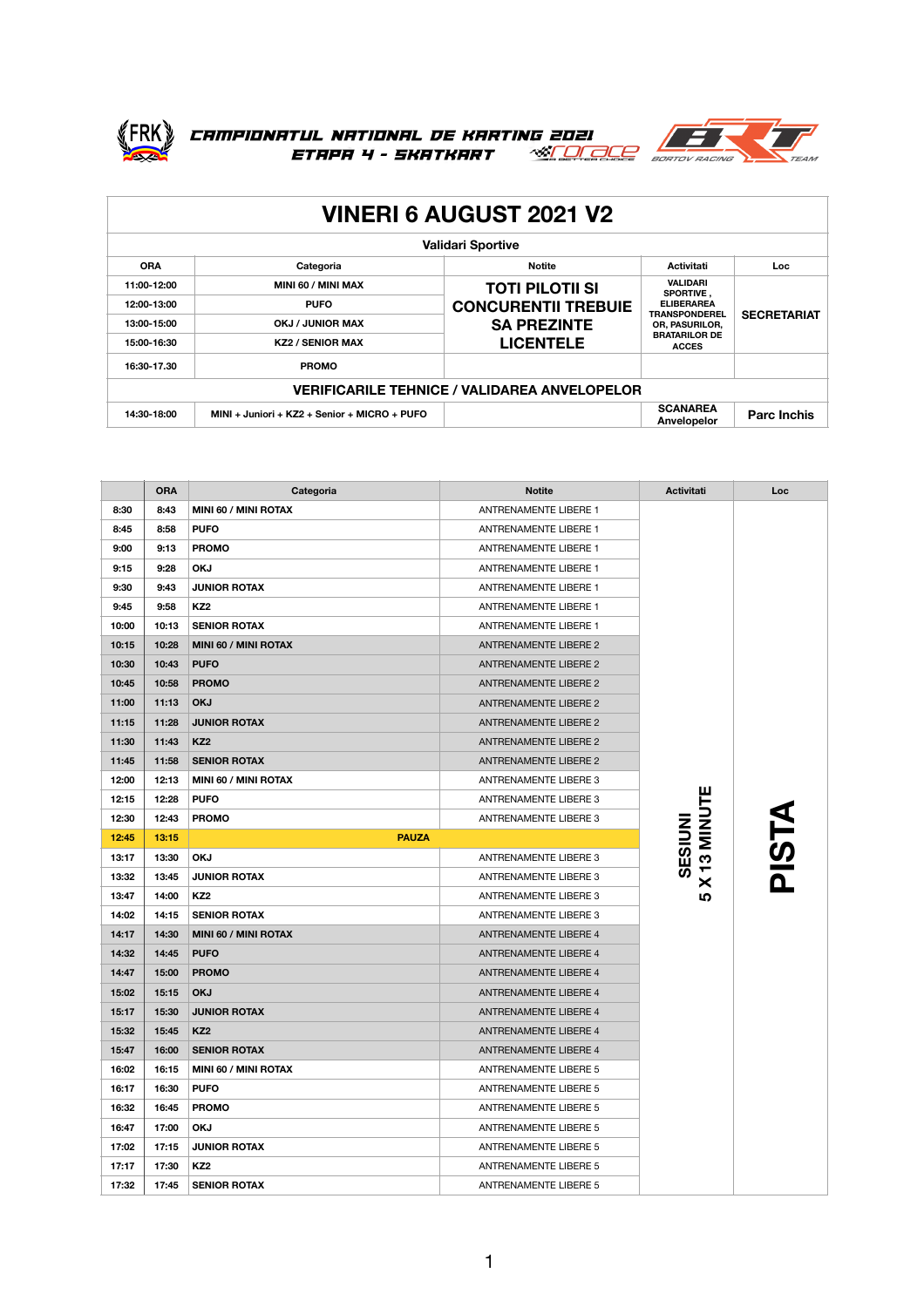**CAMPIONATUL NATIONAL DE KARTING 2021**
**ETAPA 4 - SKATKART**

# VINERI 6 AUGUST 2021 V2

## Validari Sportive

| ORA | Categoria | Notite | Activitati | Loc |
|---|---|---|---|---|
| 11:00-12:00 | MINI 60 / MINI MAX | TOTI PILOTII SI CONCURENTII TREBUIE SA PREZINTE LICENTELE | VALIDARI SPORTIVE , ELIBERAREA TRANSPONDEREL OR, PASURILOR, BRATARILOR DE ACCES | SECRETARIAT |
| 12:00-13:00 | PUFO | | | |
| 13:00-15:00 | OKJ / JUNIOR MAX | | | |
| 15:00-16:30 | KZ2 / SENIOR MAX | | | |
| 16:30-17.30 | PROMO | | | |
| **VERIFICARILE TEHNICE / VALIDAREA ANVELOPELOR** | | | | |
| 14:30-18:00 | MINI + Juniori + KZ2 + Senior + MICRO + PUFO | | SCANAREA Anvelopelor | Parc Inchis |

| | ORA | Categoria | Notite | Activitati | Loc |
|---|---|---|---|---|---|
| 8:30 | 8:43 | MINI 60 / MINI ROTAX | ANTRENAMENTE LIBERE 1 | SESIUNI 5 X 13 MINUTE | PISTA |
| 8:45 | 8:58 | PUFO | ANTRENAMENTE LIBERE 1 | | |
| 9:00 | 9:13 | PROMO | ANTRENAMENTE LIBERE 1 | | |
| 9:15 | 9:28 | OKJ | ANTRENAMENTE LIBERE 1 | | |
| 9:30 | 9:43 | JUNIOR ROTAX | ANTRENAMENTE LIBERE 1 | | |
| 9:45 | 9:58 | KZ2 | ANTRENAMENTE LIBERE 1 | | |
| 10:00 | 10:13 | SENIOR ROTAX | ANTRENAMENTE LIBERE 1 | | |
| 10:15 | 10:28 | MINI 60 / MINI ROTAX | ANTRENAMENTE LIBERE 2 | | |
| 10:30 | 10:43 | PUFO | ANTRENAMENTE LIBERE 2 | | |
| 10:45 | 10:58 | PROMO | ANTRENAMENTE LIBERE 2 | | |
| 11:00 | 11:13 | OKJ | ANTRENAMENTE LIBERE 2 | | |
| 11:15 | 11:28 | JUNIOR ROTAX | ANTRENAMENTE LIBERE 2 | | |
| 11:30 | 11:43 | KZ2 | ANTRENAMENTE LIBERE 2 | | |
| 11:45 | 11:58 | SENIOR ROTAX | ANTRENAMENTE LIBERE 2 | | |
| 12:00 | 12:13 | MINI 60 / MINI ROTAX | ANTRENAMENTE LIBERE 3 | | |
| 12:15 | 12:28 | PUFO | ANTRENAMENTE LIBERE 3 | | |
| 12:30 | 12:43 | PROMO | ANTRENAMENTE LIBERE 3 | | |
| 12:45 | 13:15 | PAUZA | | | |
| 13:17 | 13:30 | OKJ | ANTRENAMENTE LIBERE 3 | | |
| 13:32 | 13:45 | JUNIOR ROTAX | ANTRENAMENTE LIBERE 3 | | |
| 13:47 | 14:00 | KZ2 | ANTRENAMENTE LIBERE 3 | | |
| 14:02 | 14:15 | SENIOR ROTAX | ANTRENAMENTE LIBERE 3 | | |
| 14:17 | 14:30 | MINI 60 / MINI ROTAX | ANTRENAMENTE LIBERE 4 | | |
| 14:32 | 14:45 | PUFO | ANTRENAMENTE LIBERE 4 | | |
| 14:47 | 15:00 | PROMO | ANTRENAMENTE LIBERE 4 | | |
| 15:02 | 15:15 | OKJ | ANTRENAMENTE LIBERE 4 | | |
| 15:17 | 15:30 | JUNIOR ROTAX | ANTRENAMENTE LIBERE 4 | | |
| 15:32 | 15:45 | KZ2 | ANTRENAMENTE LIBERE 4 | | |
| 15:47 | 16:00 | SENIOR ROTAX | ANTRENAMENTE LIBERE 4 | | |
| 16:02 | 16:15 | MINI 60 / MINI ROTAX | ANTRENAMENTE LIBERE 5 | | |
| 16:17 | 16:30 | PUFO | ANTRENAMENTE LIBERE 5 | | |
| 16:32 | 16:45 | PROMO | ANTRENAMENTE LIBERE 5 | | |
| 16:47 | 17:00 | OKJ | ANTRENAMENTE LIBERE 5 | | |
| 17:02 | 17:15 | JUNIOR ROTAX | ANTRENAMENTE LIBERE 5 | | |
| 17:17 | 17:30 | KZ2 | ANTRENAMENTE LIBERE 5 | | |
| 17:32 | 17:45 | SENIOR ROTAX | ANTRENAMENTE LIBERE 5 | | |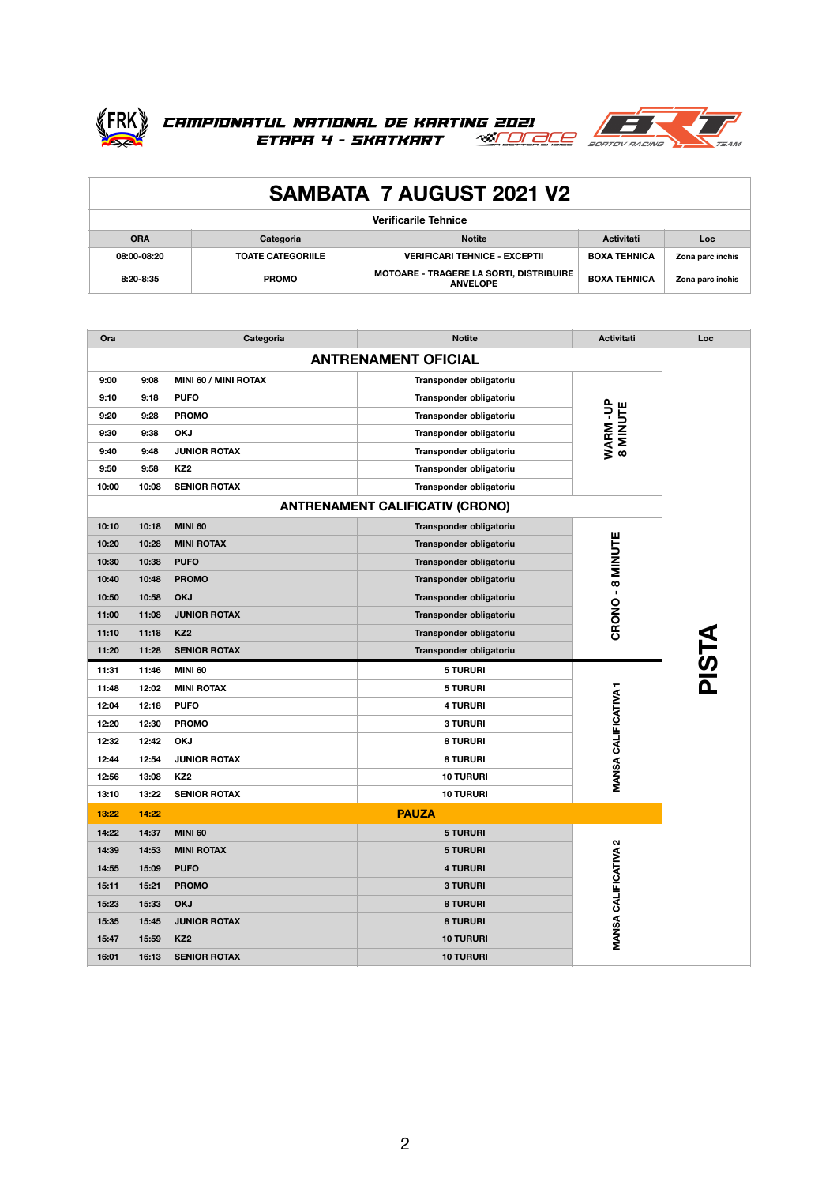**CAMPIONATUL NATIONAL DE KARTING 2021**
**ETAPA 4 - SKATKART**

# SAMBATA 7 AUGUST 2021 V2

## Verificarile Tehnice

| ORA | Categoria | Notite | Activitati | Loc |
|---|---|---|---|---|
| 08:00-08:20 | TOATE CATEGORIILE | VERIFICARI TEHNICE - EXCEPTII | BOXA TEHNICA | Zona parc inchis |
| 8:20-8:35 | PROMO | MOTOARE - TRAGERE LA SORTI, DISTRIBUIRE ANVELOPE | BOXA TEHNICA | Zona parc inchis |

| Ora | | Categoria | Notite | Activitati | Loc |
|---|---|---|---|---|---|
| | | **ANTRENAMENT OFICIAL** | | | PISTA |
| 9:00 | 9:08 | MINI 60 / MINI ROTAX | Transponder obligatoriu | WARM -UP 8 MINUTE | |
| 9:10 | 9:18 | PUFO | Transponder obligatoriu | | |
| 9:20 | 9:28 | PROMO | Transponder obligatoriu | | |
| 9:30 | 9:38 | OKJ | Transponder obligatoriu | | |
| 9:40 | 9:48 | JUNIOR ROTAX | Transponder obligatoriu | | |
| 9:50 | 9:58 | KZ2 | Transponder obligatoriu | | |
| 10:00 | 10:08 | SENIOR ROTAX | Transponder obligatoriu | | |
| | | **ANTRENAMENT CALIFICATIV (CRONO)** | | | |
| 10:10 | 10:18 | MINI 60 | Transponder obligatoriu | CRONO - 8 MINUTE | |
| 10:20 | 10:28 | MINI ROTAX | Transponder obligatoriu | | |
| 10:30 | 10:38 | PUFO | Transponder obligatoriu | | |
| 10:40 | 10:48 | PROMO | Transponder obligatoriu | | |
| 10:50 | 10:58 | OKJ | Transponder obligatoriu | | |
| 11:00 | 11:08 | JUNIOR ROTAX | Transponder obligatoriu | | |
| 11:10 | 11:18 | KZ2 | Transponder obligatoriu | | |
| 11:20 | 11:28 | SENIOR ROTAX | Transponder obligatoriu | | |
| 11:31 | 11:46 | MINI 60 | 5 TURURI | MANSA CALIFICATIVA 1 | |
| 11:48 | 12:02 | MINI ROTAX | 5 TURURI | | |
| 12:04 | 12:18 | PUFO | 4 TURURI | | |
| 12:20 | 12:30 | PROMO | 3 TURURI | | |
| 12:32 | 12:42 | OKJ | 8 TURURI | | |
| 12:44 | 12:54 | JUNIOR ROTAX | 8 TURURI | | |
| 12:56 | 13:08 | KZ2 | 10 TURURI | | |
| 13:10 | 13:22 | SENIOR ROTAX | 10 TURURI | | |
| 13:22 | 14:22 | **PAUZA** | | | |
| 14:22 | 14:37 | MINI 60 | 5 TURURI | MANSA CALIFICATIVA 2 | |
| 14:39 | 14:53 | MINI ROTAX | 5 TURURI | | |
| 14:55 | 15:09 | PUFO | 4 TURURI | | |
| 15:11 | 15:21 | PROMO | 3 TURURI | | |
| 15:23 | 15:33 | OKJ | 8 TURURI | | |
| 15:35 | 15:45 | JUNIOR ROTAX | 8 TURURI | | |
| 15:47 | 15:59 | KZ2 | 10 TURURI | | |
| 16:01 | 16:13 | SENIOR ROTAX | 10 TURURI | | |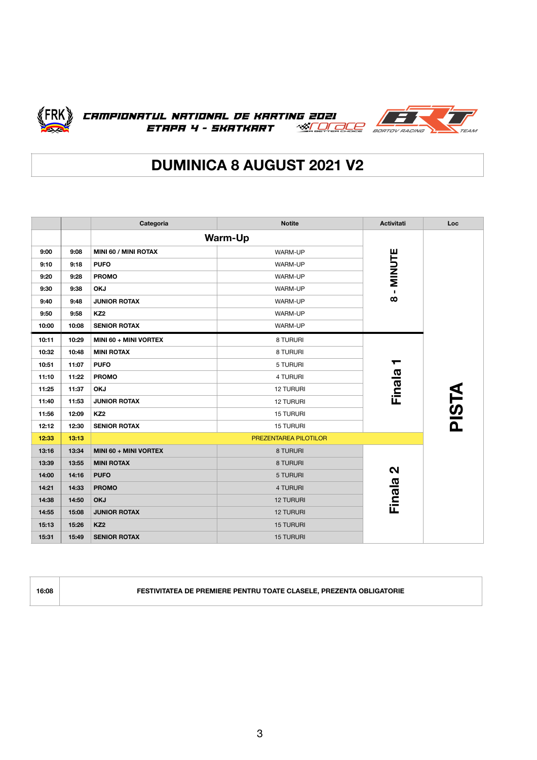**CAMPIONATUL NATIONAL DE KARTING 2021**
**ETAPA 4 - SKATKART**

# DUMINICA 8 AUGUST 2021 V2

| | | Categoria | Notite | Activitati | Loc |
|---|---|---|---|---|---|
| | | **Warm-Up** | | | |
| 9:00 | 9:08 | **MINI 60 / MINI ROTAX** | WARM-UP | 8 - MINUTE | PISTA |
| 9:10 | 9:18 | **PUFO** | WARM-UP | | |
| 9:20 | 9:28 | **PROMO** | WARM-UP | | |
| 9:30 | 9:38 | **OKJ** | WARM-UP | | |
| 9:40 | 9:48 | **JUNIOR ROTAX** | WARM-UP | | |
| 9:50 | 9:58 | **KZ2** | WARM-UP | | |
| 10:00 | 10:08 | **SENIOR ROTAX** | WARM-UP | | |
| 10:11 | 10:29 | **MINI 60 + MINI VORTEX** | 8 TURURI | Finala 1 | |
| 10:32 | 10:48 | **MINI ROTAX** | 8 TURURI | | |
| 10:51 | 11:07 | **PUFO** | 5 TURURI | | |
| 11:10 | 11:22 | **PROMO** | 4 TURURI | | |
| 11:25 | 11:37 | **OKJ** | 12 TURURI | | |
| 11:40 | 11:53 | **JUNIOR ROTAX** | 12 TURURI | | |
| 11:56 | 12:09 | **KZ2** | 15 TURURI | | |
| 12:12 | 12:30 | **SENIOR ROTAX** | 15 TURURI | | |
| 12:33 | 13:13 | PREZENTAREA PILOTILOR | | | |
| 13:16 | 13:34 | **MINI 60 + MINI VORTEX** | 8 TURURI | Finala 2 | |
| 13:39 | 13:55 | **MINI ROTAX** | 8 TURURI | | |
| 14:00 | 14:16 | **PUFO** | 5 TURURI | | |
| 14:21 | 14:33 | **PROMO** | 4 TURURI | | |
| 14:38 | 14:50 | **OKJ** | 12 TURURI | | |
| 14:55 | 15:08 | **JUNIOR ROTAX** | 12 TURURI | | |
| 15:13 | 15:26 | **KZ2** | 15 TURURI | | |
| 15:31 | 15:49 | **SENIOR ROTAX** | 15 TURURI | | |

| | |
|---|---|
| 16:08 | **FESTIVITATEA DE PREMIERE PENTRU TOATE CLASELE, PREZENTA OBLIGATORIE** |